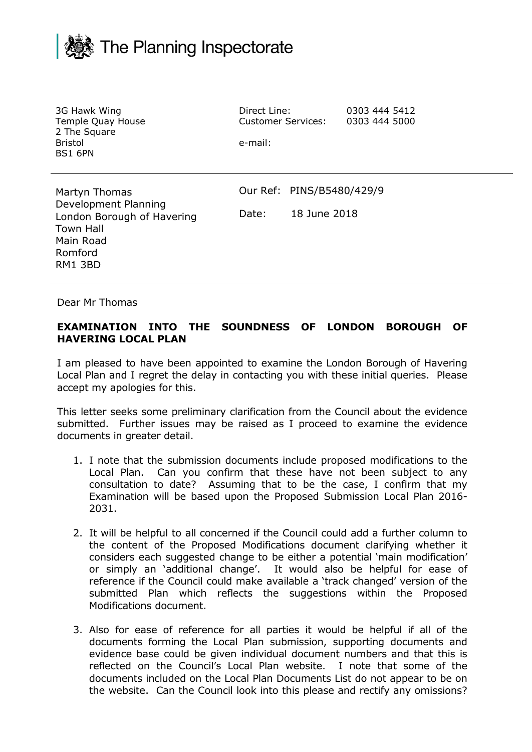The Planning Inspectorate

3G Hawk Wing
Temple Quay House
2 The Square
Bristol
BS1 6PN

Direct Line: 0303 444 5412
Customer Services: 0303 444 5000

e-mail:

Martyn Thomas
Development Planning
London Borough of Havering
Town Hall
Main Road
Romford
RM1 3BD

Our Ref: PINS/B5480/429/9

Date: 18 June 2018

Dear Mr Thomas

**EXAMINATION INTO THE SOUNDNESS OF LONDON BOROUGH OF HAVERING LOCAL PLAN**

I am pleased to have been appointed to examine the London Borough of Havering Local Plan and I regret the delay in contacting you with these initial queries. Please accept my apologies for this.

This letter seeks some preliminary clarification from the Council about the evidence submitted. Further issues may be raised as I proceed to examine the evidence documents in greater detail.

1. I note that the submission documents include proposed modifications to the Local Plan. Can you confirm that these have not been subject to any consultation to date? Assuming that to be the case, I confirm that my Examination will be based upon the Proposed Submission Local Plan 2016-2031.

2. It will be helpful to all concerned if the Council could add a further column to the content of the Proposed Modifications document clarifying whether it considers each suggested change to be either a potential 'main modification' or simply an 'additional change'. It would also be helpful for ease of reference if the Council could make available a 'track changed' version of the submitted Plan which reflects the suggestions within the Proposed Modifications document.

3. Also for ease of reference for all parties it would be helpful if all of the documents forming the Local Plan submission, supporting documents and evidence base could be given individual document numbers and that this is reflected on the Council's Local Plan website. I note that some of the documents included on the Local Plan Documents List do not appear to be on the website. Can the Council look into this please and rectify any omissions?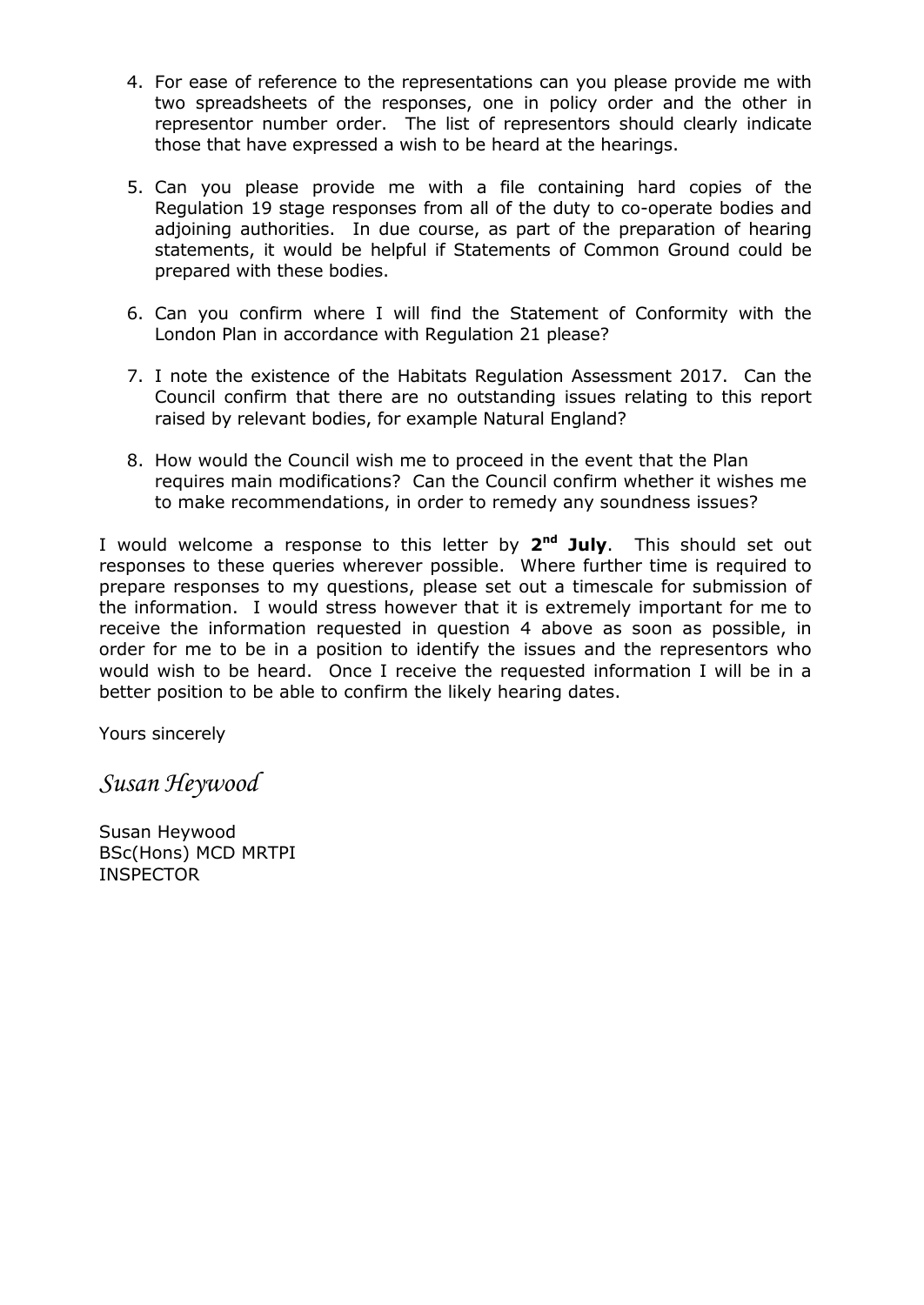4. For ease of reference to the representations can you please provide me with two spreadsheets of the responses, one in policy order and the other in representor number order. The list of representors should clearly indicate those that have expressed a wish to be heard at the hearings.

5. Can you please provide me with a file containing hard copies of the Regulation 19 stage responses from all of the duty to co-operate bodies and adjoining authorities. In due course, as part of the preparation of hearing statements, it would be helpful if Statements of Common Ground could be prepared with these bodies.

6. Can you confirm where I will find the Statement of Conformity with the London Plan in accordance with Regulation 21 please?

7. I note the existence of the Habitats Regulation Assessment 2017. Can the Council confirm that there are no outstanding issues relating to this report raised by relevant bodies, for example Natural England?

8. How would the Council wish me to proceed in the event that the Plan requires main modifications? Can the Council confirm whether it wishes me to make recommendations, in order to remedy any soundness issues?

I would welcome a response to this letter by **2nd July**. This should set out responses to these queries wherever possible. Where further time is required to prepare responses to my questions, please set out a timescale for submission of the information. I would stress however that it is extremely important for me to receive the information requested in question 4 above as soon as possible, in order for me to be in a position to identify the issues and the representors who would wish to be heard. Once I receive the requested information I will be in a better position to be able to confirm the likely hearing dates.

Yours sincerely

*Susan Heywood*

Susan Heywood
BSc(Hons) MCD MRTPI
INSPECTOR